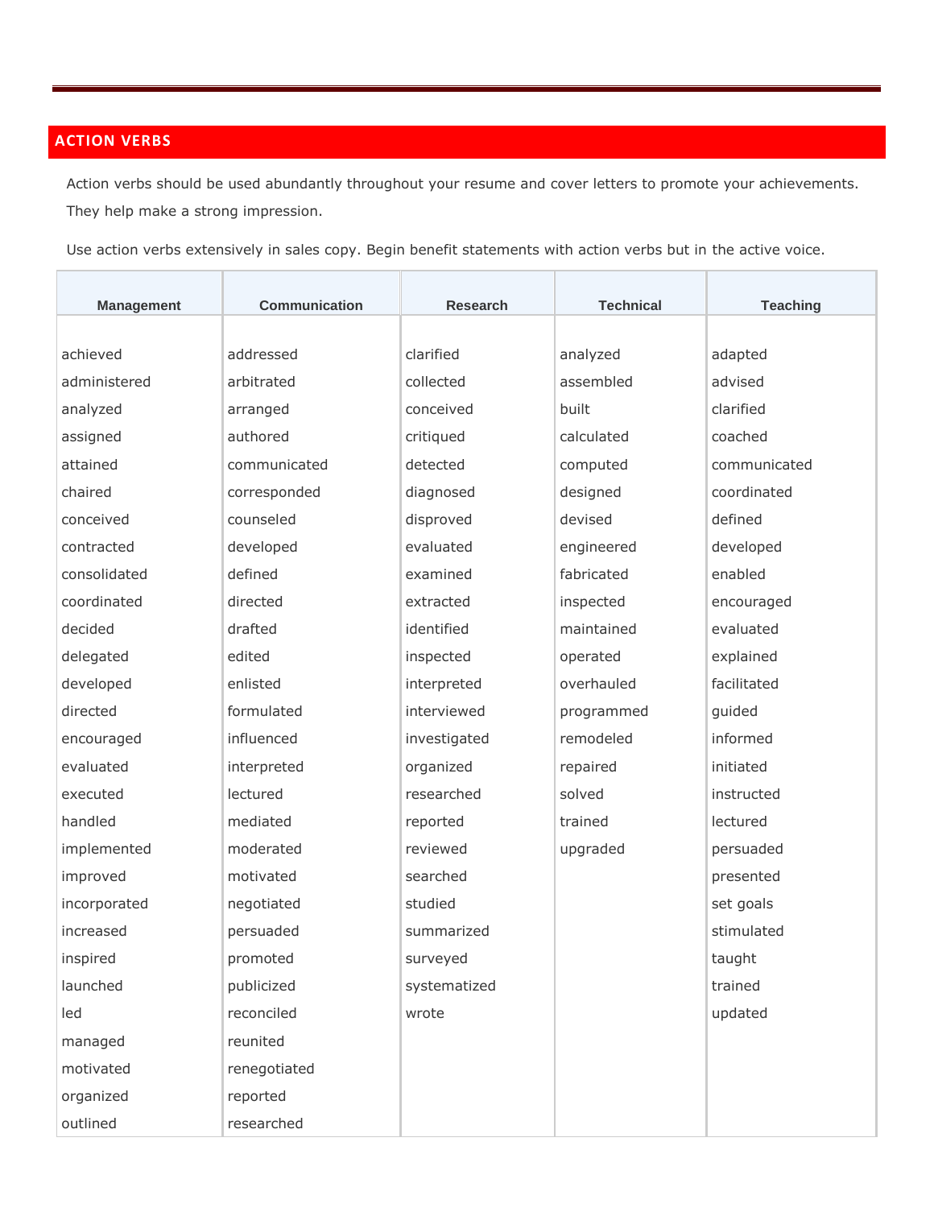## ACTION VERBS

Action verbs should be used abundantly throughout your resume and cover letters to promote your achievements. They help make a strong impression.

Use action verbs extensively in sales copy. Begin benefit statements with action verbs but in the active voice.

| Management | Communication | Research | Technical | Teaching |
|---|---|---|---|---|
| achieved | addressed | clarified | analyzed | adapted |
| administered | arbitrated | collected | assembled | advised |
| analyzed | arranged | conceived | built | clarified |
| assigned | authored | critiqued | calculated | coached |
| attained | communicated | detected | computed | communicated |
| chaired | corresponded | diagnosed | designed | coordinated |
| conceived | counseled | disproved | devised | defined |
| contracted | developed | evaluated | engineered | developed |
| consolidated | defined | examined | fabricated | enabled |
| coordinated | directed | extracted | inspected | encouraged |
| decided | drafted | identified | maintained | evaluated |
| delegated | edited | inspected | operated | explained |
| developed | enlisted | interpreted | overhauled | facilitated |
| directed | formulated | interviewed | programmed | guided |
| encouraged | influenced | investigated | remodeled | informed |
| evaluated | interpreted | organized | repaired | initiated |
| executed | lectured | researched | solved | instructed |
| handled | mediated | reported | trained | lectured |
| implemented | moderated | reviewed | upgraded | persuaded |
| improved | motivated | searched | | presented |
| incorporated | negotiated | studied | | set goals |
| increased | persuaded | summarized | | stimulated |
| inspired | promoted | surveyed | | taught |
| launched | publicized | systematized | | trained |
| led | reconciled | wrote | | updated |
| managed | reunited | | | |
| motivated | renegotiated | | | |
| organized | reported | | | |
| outlined | researched | | | |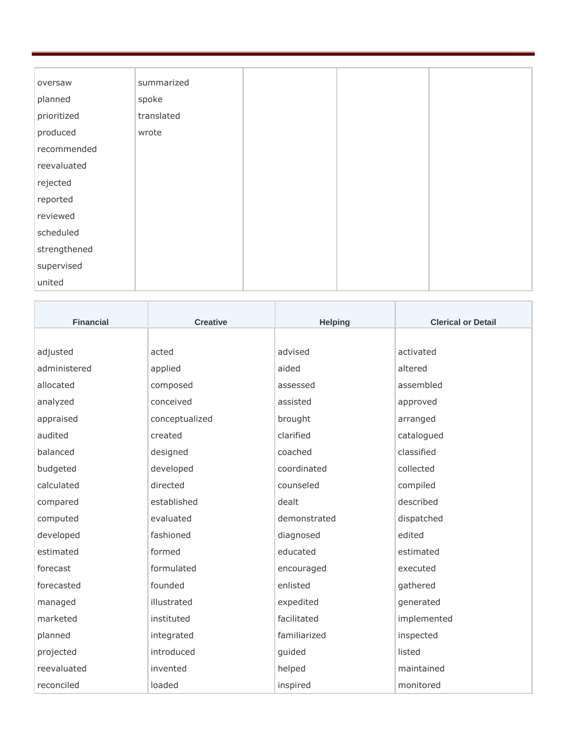| | | | | |
|---|---|---|---|---|
| oversaw | summarized | | | |
| planned | spoke | | | |
| prioritized | translated | | | |
| produced | wrote | | | |
| recommended | | | | |
| reevaluated | | | | |
| rejected | | | | |
| reported | | | | |
| reviewed | | | | |
| scheduled | | | | |
| strengthened | | | | |
| supervised | | | | |
| united | | | | |

| **Financial** | **Creative** | **Helping** | **Clerical or Detail** |
|---|---|---|---|
| adjusted | acted | advised | activated |
| administered | applied | aided | altered |
| allocated | composed | assessed | assembled |
| analyzed | conceived | assisted | approved |
| appraised | conceptualized | brought | arranged |
| audited | created | clarified | catalogued |
| balanced | designed | coached | classified |
| budgeted | developed | coordinated | collected |
| calculated | directed | counseled | compiled |
| compared | established | dealt | described |
| computed | evaluated | demonstrated | dispatched |
| developed | fashioned | diagnosed | edited |
| estimated | formed | educated | estimated |
| forecast | formulated | encouraged | executed |
| forecasted | founded | enlisted | gathered |
| managed | illustrated | expedited | generated |
| marketed | instituted | facilitated | implemented |
| planned | integrated | familiarized | inspected |
| projected | introduced | guided | listed |
| reevaluated | invented | helped | maintained |
| reconciled | loaded | inspired | monitored |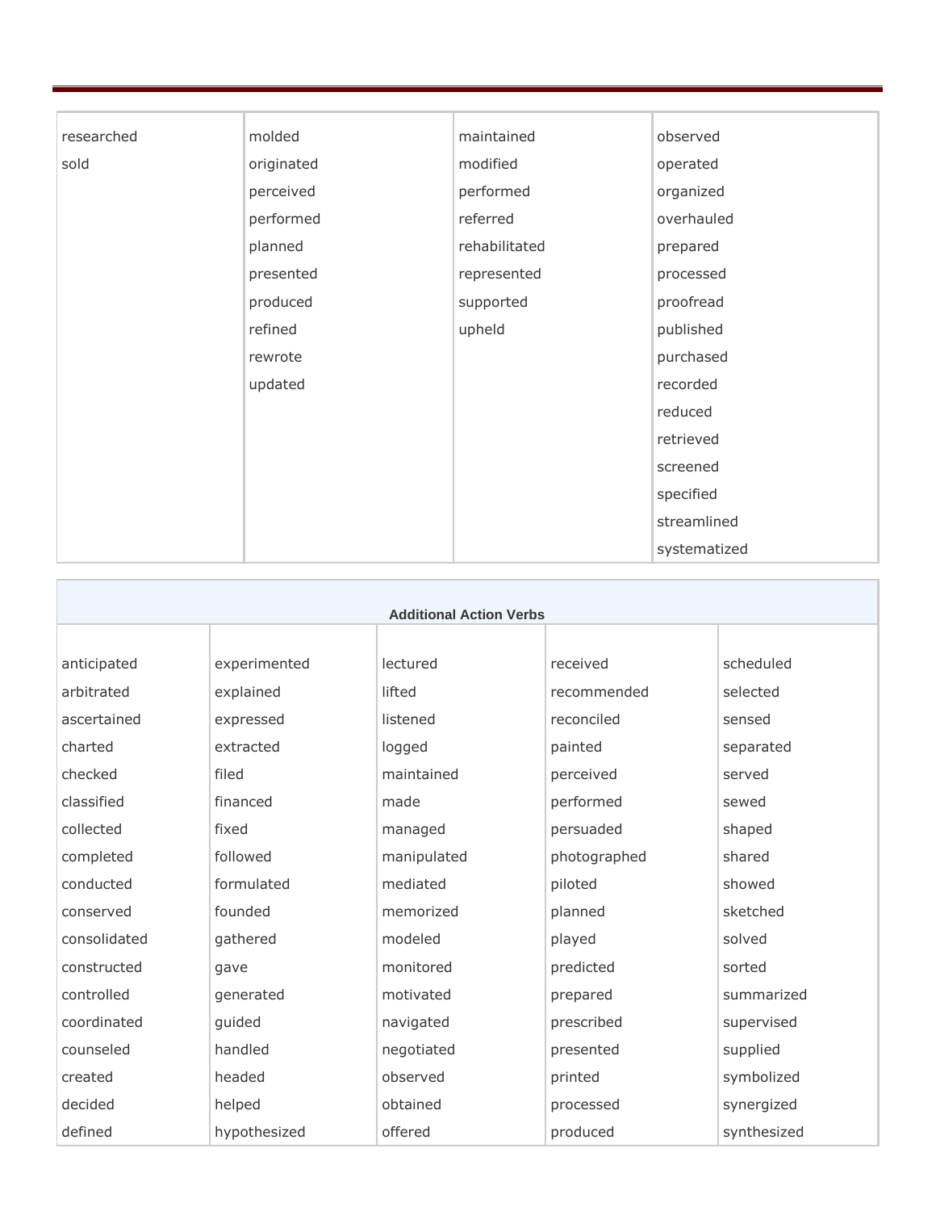| | | | |
|---|---|---|---|
| researched<br>sold | molded<br>originated<br>perceived<br>performed<br>planned<br>presented<br>produced<br>refined<br>rewrote<br>updated | maintained<br>modified<br>performed<br>referred<br>rehabilitated<br>represented<br>supported<br>upheld | observed<br>operated<br>organized<br>overhauled<br>prepared<br>processed<br>proofread<br>published<br>purchased<br>recorded<br>reduced<br>retrieved<br>screened<br>specified<br>streamlined<br>systematized |

| **Additional Action Verbs** | | | | |
|---|---|---|---|---|
| anticipated<br>arbitrated<br>ascertained<br>charted<br>checked<br>classified<br>collected<br>completed<br>conducted<br>conserved<br>consolidated<br>constructed<br>controlled<br>coordinated<br>counseled<br>created<br>decided<br>defined | experimented<br>explained<br>expressed<br>extracted<br>filed<br>financed<br>fixed<br>followed<br>formulated<br>founded<br>gathered<br>gave<br>generated<br>guided<br>handled<br>headed<br>helped<br>hypothesized | lectured<br>lifted<br>listened<br>logged<br>maintained<br>made<br>managed<br>manipulated<br>mediated<br>memorized<br>modeled<br>monitored<br>motivated<br>navigated<br>negotiated<br>observed<br>obtained<br>offered | received<br>recommended<br>reconciled<br>painted<br>perceived<br>performed<br>persuaded<br>photographed<br>piloted<br>planned<br>played<br>predicted<br>prepared<br>prescribed<br>presented<br>printed<br>processed<br>produced | scheduled<br>selected<br>sensed<br>separated<br>served<br>sewed<br>shaped<br>shared<br>showed<br>sketched<br>solved<br>sorted<br>summarized<br>supervised<br>supplied<br>symbolized<br>synergized<br>synthesized |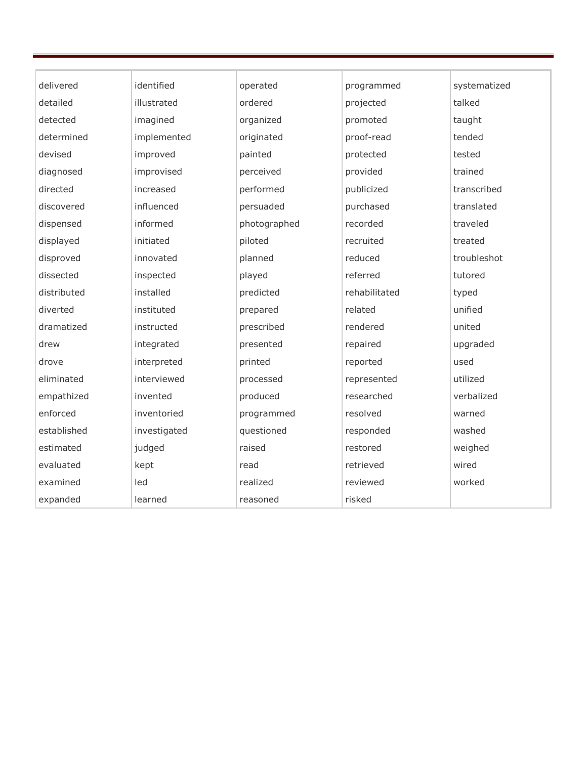| | | | | |
|---|---|---|---|---|
| delivered | identified | operated | programmed | systematized |
| detailed | illustrated | ordered | projected | talked |
| detected | imagined | organized | promoted | taught |
| determined | implemented | originated | proof-read | tended |
| devised | improved | painted | protected | tested |
| diagnosed | improvised | perceived | provided | trained |
| directed | increased | performed | publicized | transcribed |
| discovered | influenced | persuaded | purchased | translated |
| dispensed | informed | photographed | recorded | traveled |
| displayed | initiated | piloted | recruited | treated |
| disproved | innovated | planned | reduced | troubleshot |
| dissected | inspected | played | referred | tutored |
| distributed | installed | predicted | rehabilitated | typed |
| diverted | instituted | prepared | related | unified |
| dramatized | instructed | prescribed | rendered | united |
| drew | integrated | presented | repaired | upgraded |
| drove | interpreted | printed | reported | used |
| eliminated | interviewed | processed | represented | utilized |
| empathized | invented | produced | researched | verbalized |
| enforced | inventoried | programmed | resolved | warned |
| established | investigated | questioned | responded | washed |
| estimated | judged | raised | restored | weighed |
| evaluated | kept | read | retrieved | wired |
| examined | led | realized | reviewed | worked |
| expanded | learned | reasoned | risked | |